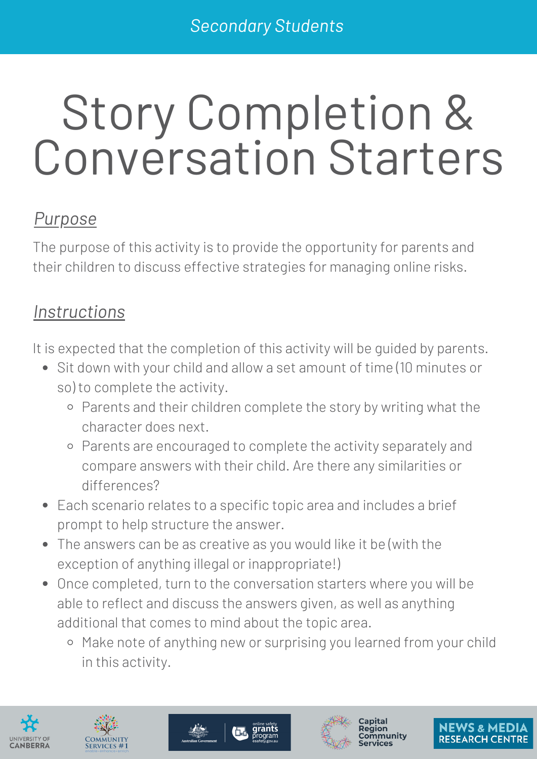*Secondary Students*

# Story Completion & Conversation Starters

## *Purpose*

The purpose of this activity is to provide the opportunity for parents and their children to discuss effective strategies for managing online risks.

## *Instructions*

It is expected that the completion of this activity will be guided by parents.

- Sit down with your child and allow a set amount of time (10 minutes or so) to complete the activity.
  - Parents and their children complete the story by writing what the character does next.
  - Parents are encouraged to complete the activity separately and compare answers with their child. Are there any similarities or differences?
- Each scenario relates to a specific topic area and includes a brief prompt to help structure the answer.
- The answers can be as creative as you would like it be (with the exception of anything illegal or inappropriate!)
- Once completed, turn to the conversation starters where you will be able to reflect and discuss the answers given, as well as anything additional that comes to mind about the topic area.
  - Make note of anything new or surprising you learned from your child in this activity.

University of Canberra | Community Services #1 | Australian Government – online safety grants program esafety.gov.au | Capital Region Community Services | News & Media Research Centre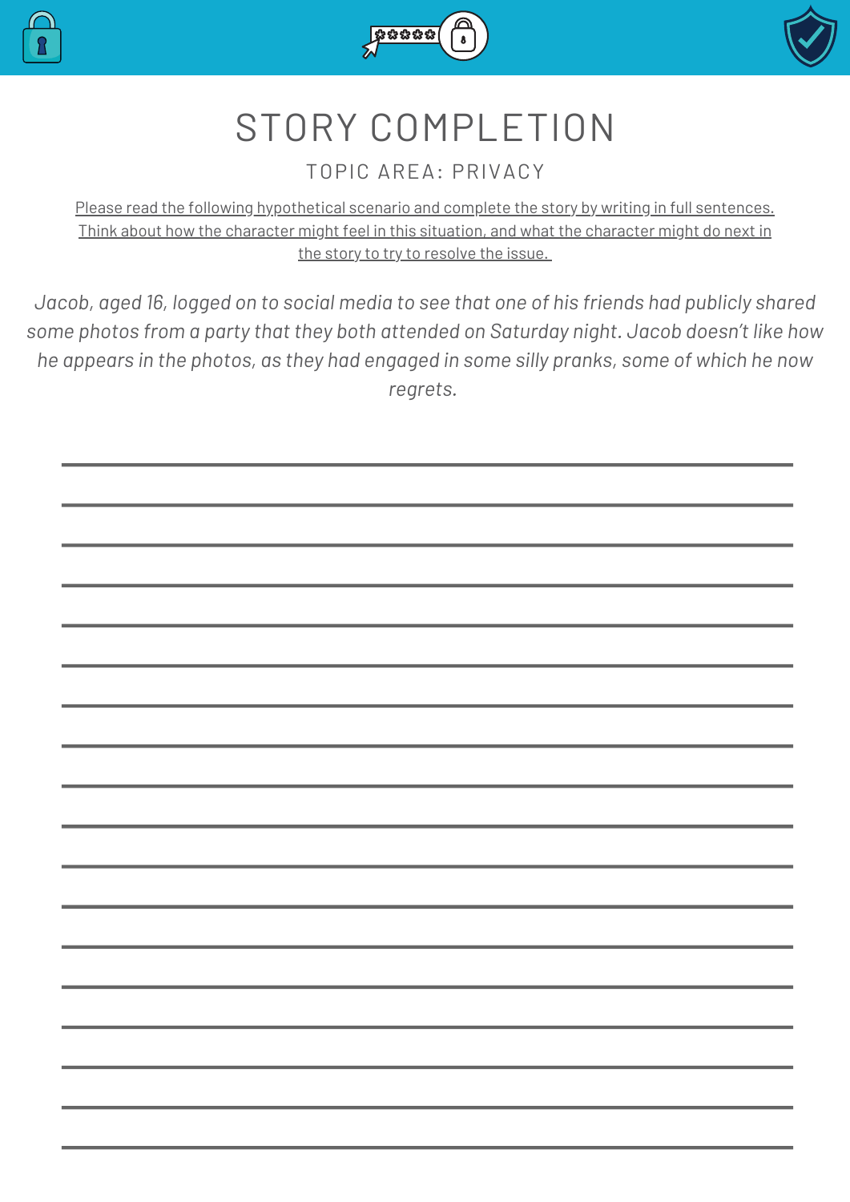# STORY COMPLETION

## TOPIC AREA: PRIVACY

Please read the following hypothetical scenario and complete the story by writing in full sentences. Think about how the character might feel in this situation, and what the character might do next in the story to try to resolve the issue.

*Jacob, aged 16, logged on to social media to see that one of his friends had publicly shared some photos from a party that they both attended on Saturday night. Jacob doesn't like how he appears in the photos, as they had engaged in some silly pranks, some of which he now regrets.*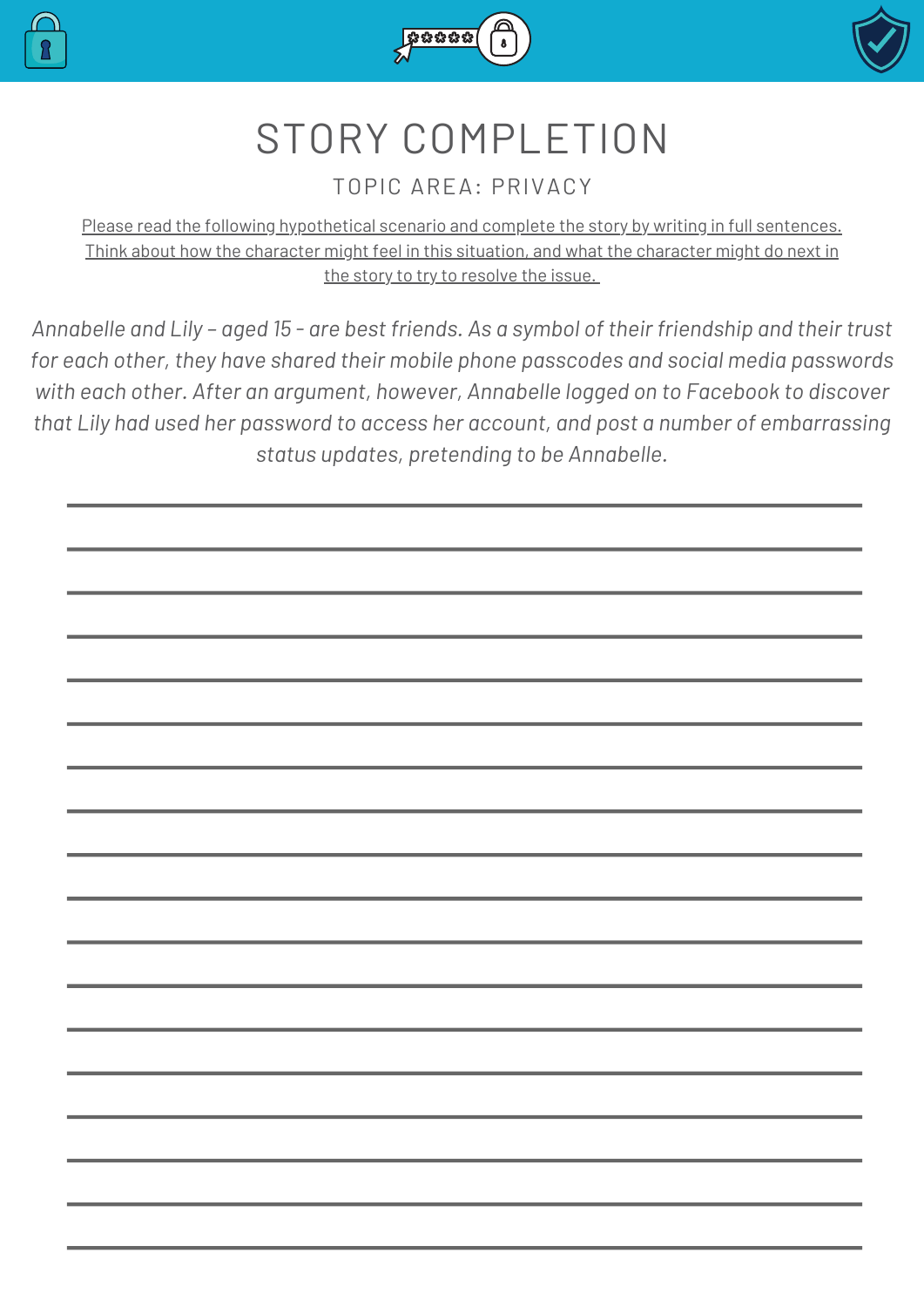# STORY COMPLETION

## TOPIC AREA: PRIVACY

Please read the following hypothetical scenario and complete the story by writing in full sentences. Think about how the character might feel in this situation, and what the character might do next in the story to try to resolve the issue.

*Annabelle and Lily – aged 15 - are best friends. As a symbol of their friendship and their trust for each other, they have shared their mobile phone passcodes and social media passwords with each other. After an argument, however, Annabelle logged on to Facebook to discover that Lily had used her password to access her account, and post a number of embarrassing status updates, pretending to be Annabelle.*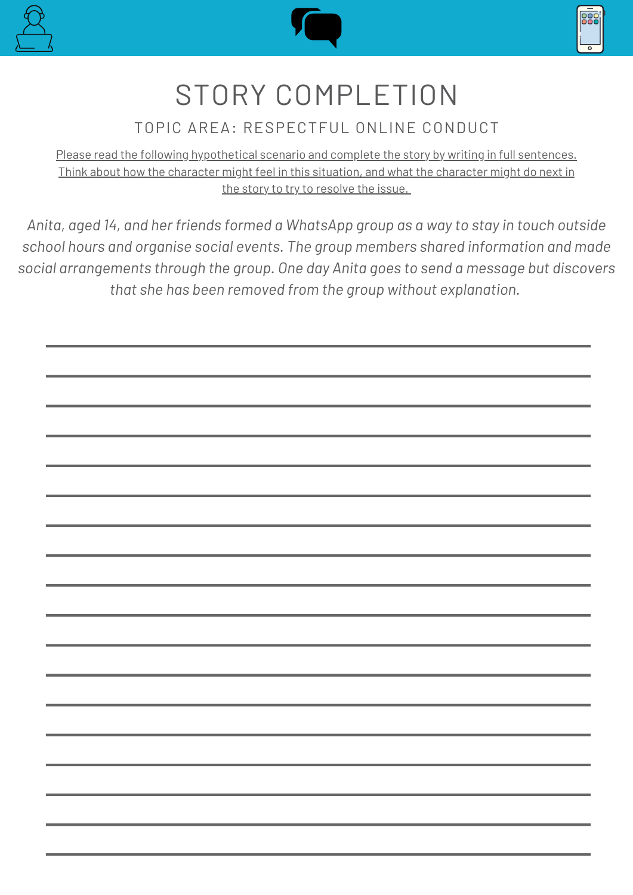# STORY COMPLETION

## TOPIC AREA: RESPECTFUL ONLINE CONDUCT

Please read the following hypothetical scenario and complete the story by writing in full sentences. Think about how the character might feel in this situation, and what the character might do next in the story to try to resolve the issue.

*Anita, aged 14, and her friends formed a WhatsApp group as a way to stay in touch outside school hours and organise social events. The group members shared information and made social arrangements through the group. One day Anita goes to send a message but discovers that she has been removed from the group without explanation.*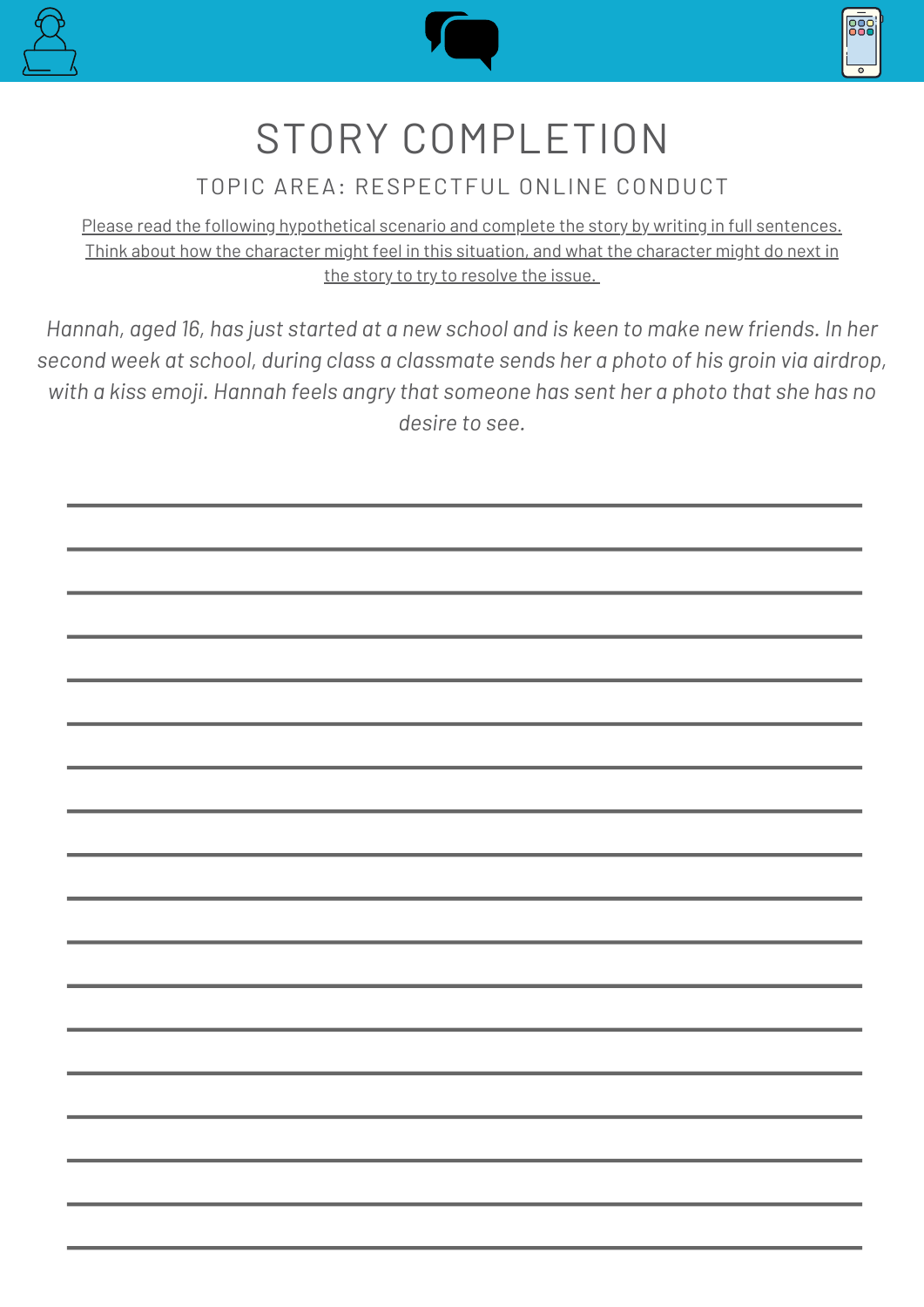# STORY COMPLETION

## TOPIC AREA: RESPECTFUL ONLINE CONDUCT

Please read the following hypothetical scenario and complete the story by writing in full sentences. Think about how the character might feel in this situation, and what the character might do next in the story to try to resolve the issue.

*Hannah, aged 16, has just started at a new school and is keen to make new friends. In her second week at school, during class a classmate sends her a photo of his groin via airdrop, with a kiss emoji. Hannah feels angry that someone has sent her a photo that she has no desire to see.*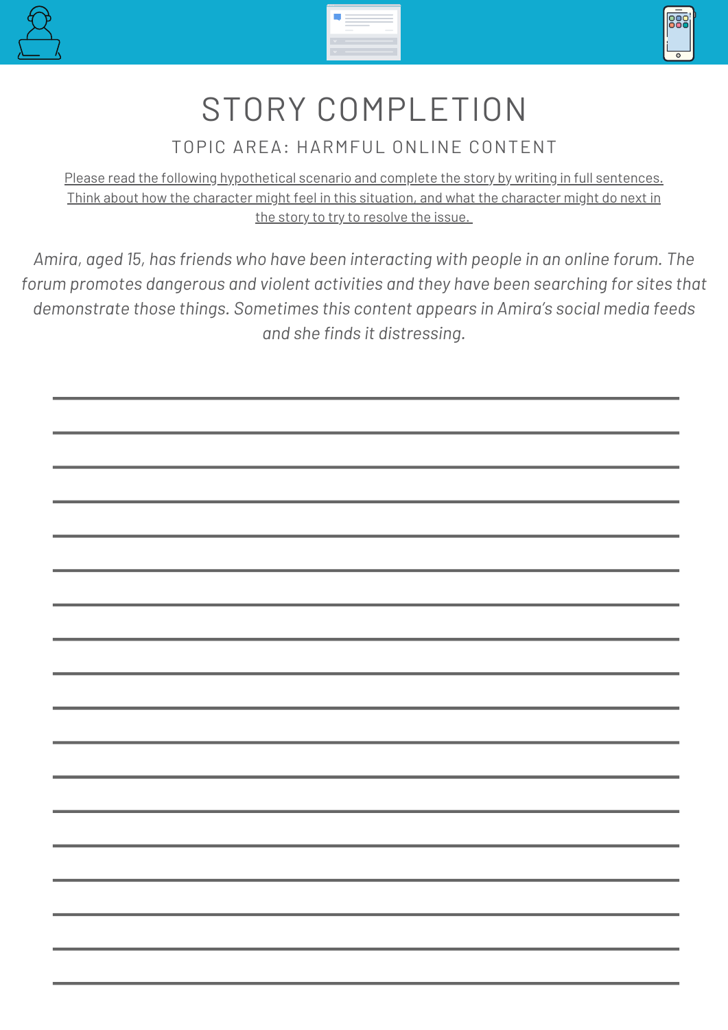# STORY COMPLETION

## TOPIC AREA: HARMFUL ONLINE CONTENT

Please read the following hypothetical scenario and complete the story by writing in full sentences. Think about how the character might feel in this situation, and what the character might do next in the story to try to resolve the issue.

*Amira, aged 15, has friends who have been interacting with people in an online forum. The forum promotes dangerous and violent activities and they have been searching for sites that demonstrate those things. Sometimes this content appears in Amira's social media feeds and she finds it distressing.*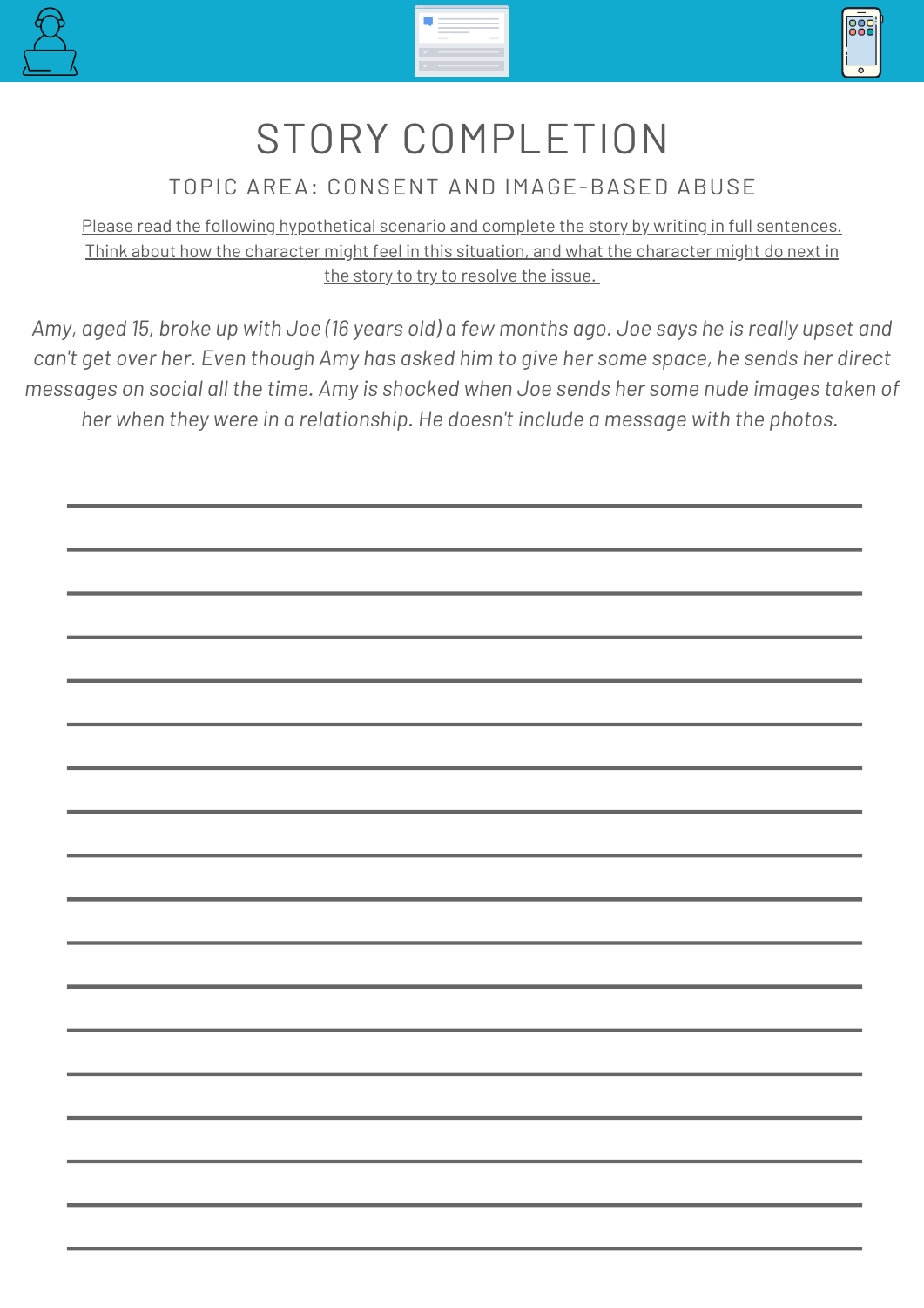# STORY COMPLETION

## TOPIC AREA: CONSENT AND IMAGE-BASED ABUSE

Please read the following hypothetical scenario and complete the story by writing in full sentences. Think about how the character might feel in this situation, and what the character might do next in the story to try to resolve the issue.

*Amy, aged 15, broke up with Joe (16 years old) a few months ago. Joe says he is really upset and can't get over her. Even though Amy has asked him to give her some space, he sends her direct messages on social all the time. Amy is shocked when Joe sends her some nude images taken of her when they were in a relationship. He doesn't include a message with the photos.*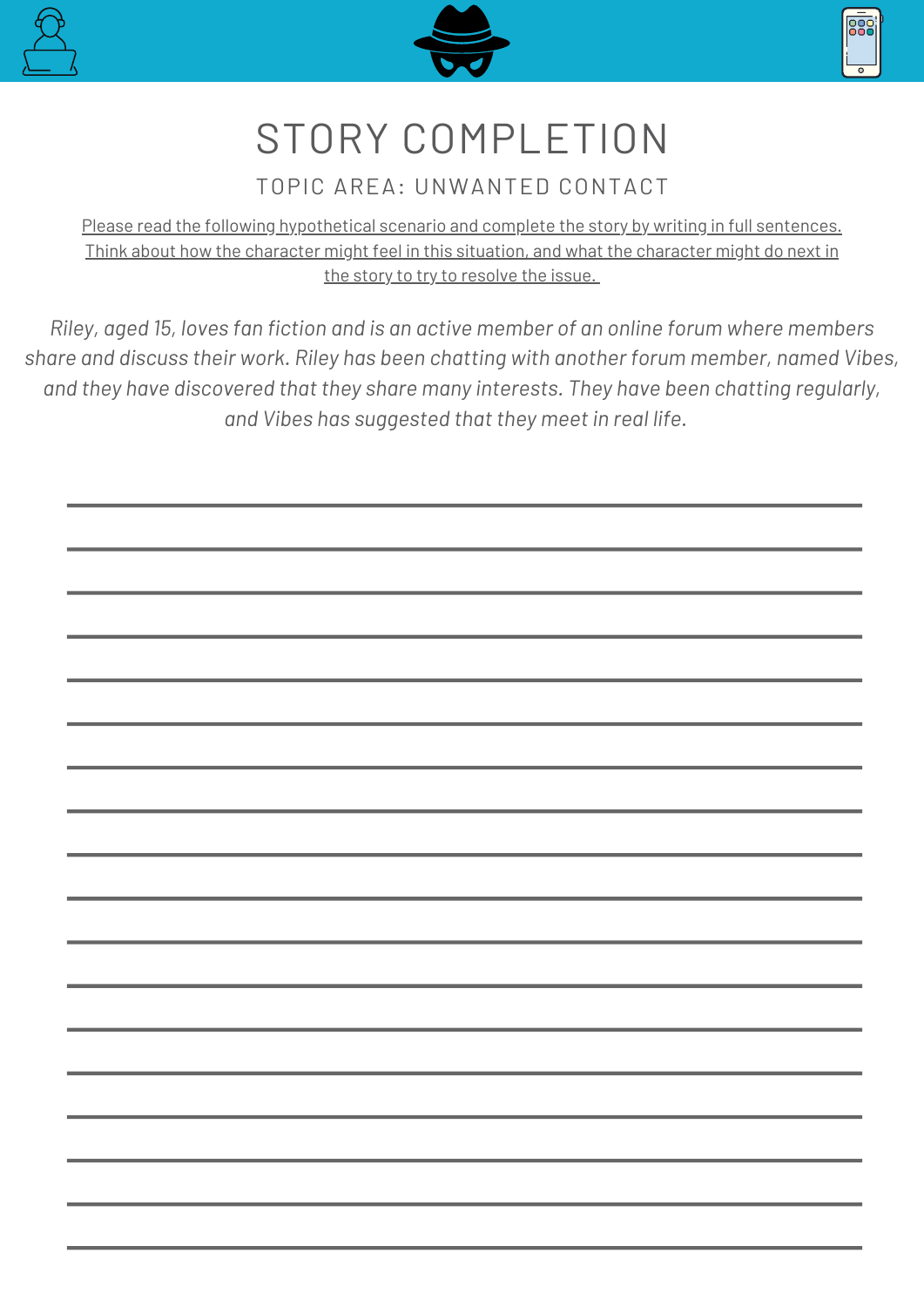# STORY COMPLETION

## TOPIC AREA: UNWANTED CONTACT

Please read the following hypothetical scenario and complete the story by writing in full sentences. Think about how the character might feel in this situation, and what the character might do next in the story to try to resolve the issue.

*Riley, aged 15, loves fan fiction and is an active member of an online forum where members share and discuss their work. Riley has been chatting with another forum member, named Vibes, and they have discovered that they share many interests. They have been chatting regularly, and Vibes has suggested that they meet in real life.*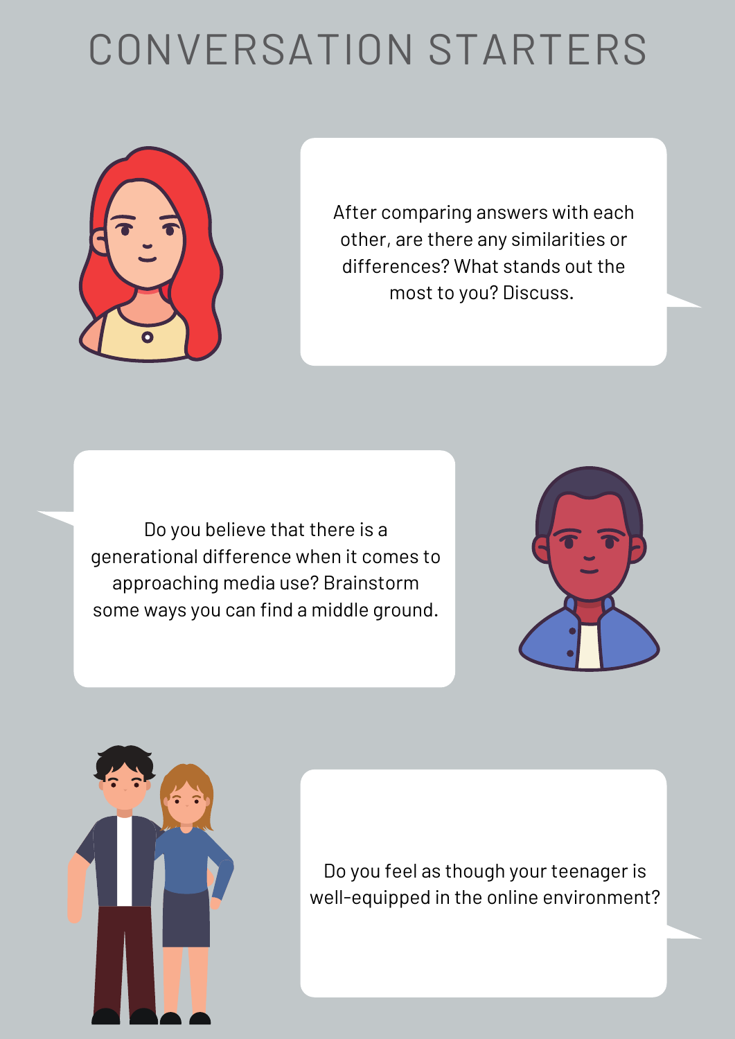# CONVERSATION STARTERS

After comparing answers with each other, are there any similarities or differences? What stands out the most to you? Discuss.

Do you believe that there is a generational difference when it comes to approaching media use? Brainstorm some ways you can find a middle ground.

Do you feel as though your teenager is well-equipped in the online environment?